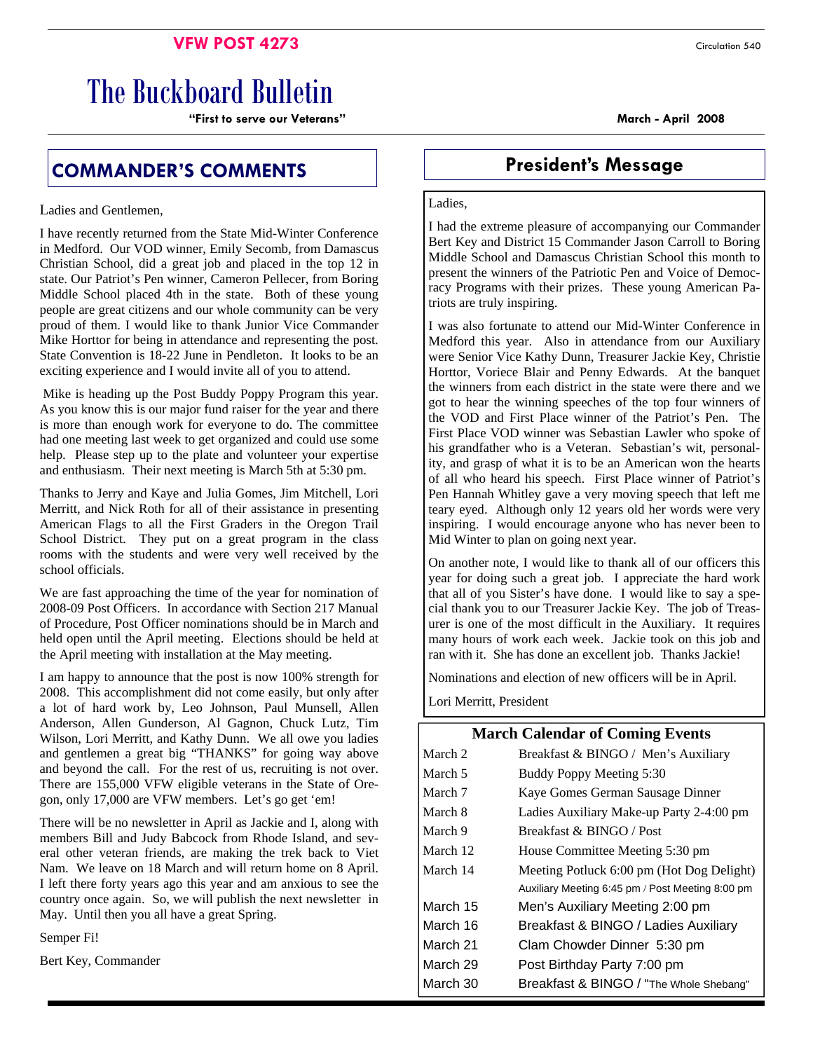**VFW POST 4273**

Circulation 540

# The Buckboard Bulletin

**"First to serve our Veterans"**

**March - April 2008**

## COMMANDER'S COMMENTS

Ladies and Gentlemen,

I have recently returned from the State Mid-Winter Conference in Medford. Our VOD winner, Emily Secomb, from Damascus Christian School, did a great job and placed in the top 12 in state. Our Patriot's Pen winner, Cameron Pellecer, from Boring Middle School placed 4th in the state. Both of these young people are great citizens and our whole community can be very proud of them. I would like to thank Junior Vice Commander Mike Horttor for being in attendance and representing the post. State Convention is 18-22 June in Pendleton. It looks to be an exciting experience and I would invite all of you to attend.

Mike is heading up the Post Buddy Poppy Program this year. As you know this is our major fund raiser for the year and there is more than enough work for everyone to do. The committee had one meeting last week to get organized and could use some help. Please step up to the plate and volunteer your expertise and enthusiasm. Their next meeting is March 5th at 5:30 pm.

Thanks to Jerry and Kaye and Julia Gomes, Jim Mitchell, Lori Merritt, and Nick Roth for all of their assistance in presenting American Flags to all the First Graders in the Oregon Trail School District. They put on a great program in the class rooms with the students and were very well received by the school officials.

We are fast approaching the time of the year for nomination of 2008-09 Post Officers. In accordance with Section 217 Manual of Procedure, Post Officer nominations should be in March and held open until the April meeting. Elections should be held at the April meeting with installation at the May meeting.

I am happy to announce that the post is now 100% strength for 2008. This accomplishment did not come easily, but only after a lot of hard work by, Leo Johnson, Paul Munsell, Allen Anderson, Allen Gunderson, Al Gagnon, Chuck Lutz, Tim Wilson, Lori Merritt, and Kathy Dunn. We all owe you ladies and gentlemen a great big "THANKS" for going way above and beyond the call. For the rest of us, recruiting is not over. There are 155,000 VFW eligible veterans in the State of Oregon, only 17,000 are VFW members. Let's go get 'em!

There will be no newsletter in April as Jackie and I, along with members Bill and Judy Babcock from Rhode Island, and several other veteran friends, are making the trek back to Viet Nam. We leave on 18 March and will return home on 8 April. I left there forty years ago this year and am anxious to see the country once again. So, we will publish the next newsletter in May. Until then you all have a great Spring.

Semper Fi!

Bert Key, Commander

## President's Message

Ladies,

I had the extreme pleasure of accompanying our Commander Bert Key and District 15 Commander Jason Carroll to Boring Middle School and Damascus Christian School this month to present the winners of the Patriotic Pen and Voice of Democracy Programs with their prizes. These young American Patriots are truly inspiring.

I was also fortunate to attend our Mid-Winter Conference in Medford this year. Also in attendance from our Auxiliary were Senior Vice Kathy Dunn, Treasurer Jackie Key, Christie Horttor, Voriece Blair and Penny Edwards. At the banquet the winners from each district in the state were there and we got to hear the winning speeches of the top four winners of the VOD and First Place winner of the Patriot's Pen. The First Place VOD winner was Sebastian Lawler who spoke of his grandfather who is a Veteran. Sebastian's wit, personality, and grasp of what it is to be an American won the hearts of all who heard his speech. First Place winner of Patriot's Pen Hannah Whitley gave a very moving speech that left me teary eyed. Although only 12 years old her words were very inspiring. I would encourage anyone who has never been to Mid Winter to plan on going next year.

On another note, I would like to thank all of our officers this year for doing such a great job. I appreciate the hard work that all of you Sister's have done. I would like to say a special thank you to our Treasurer Jackie Key. The job of Treasurer is one of the most difficult in the Auxiliary. It requires many hours of work each week. Jackie took on this job and ran with it. She has done an excellent job. Thanks Jackie!

Nominations and election of new officers will be in April.

Lori Merritt, President

### March Calendar of Coming Events

| Date | Event |
|---|---|
| March 2 | Breakfast & BINGO / Men's Auxiliary |
| March 5 | Buddy Poppy Meeting 5:30 |
| March 7 | Kaye Gomes German Sausage Dinner |
| March 8 | Ladies Auxiliary Make-up Party 2-4:00 pm |
| March 9 | Breakfast & BINGO / Post |
| March 12 | House Committee Meeting 5:30 pm |
| March 14 | Meeting Potluck 6:00 pm (Hot Dog Delight) Auxiliary Meeting 6:45 pm / Post Meeting 8:00 pm |
| March 15 | Men's Auxiliary Meeting 2:00 pm |
| March 16 | Breakfast & BINGO / Ladies Auxiliary |
| March 21 | Clam Chowder Dinner 5:30 pm |
| March 29 | Post Birthday Party 7:00 pm |
| March 30 | Breakfast & BINGO / "The Whole Shebang" |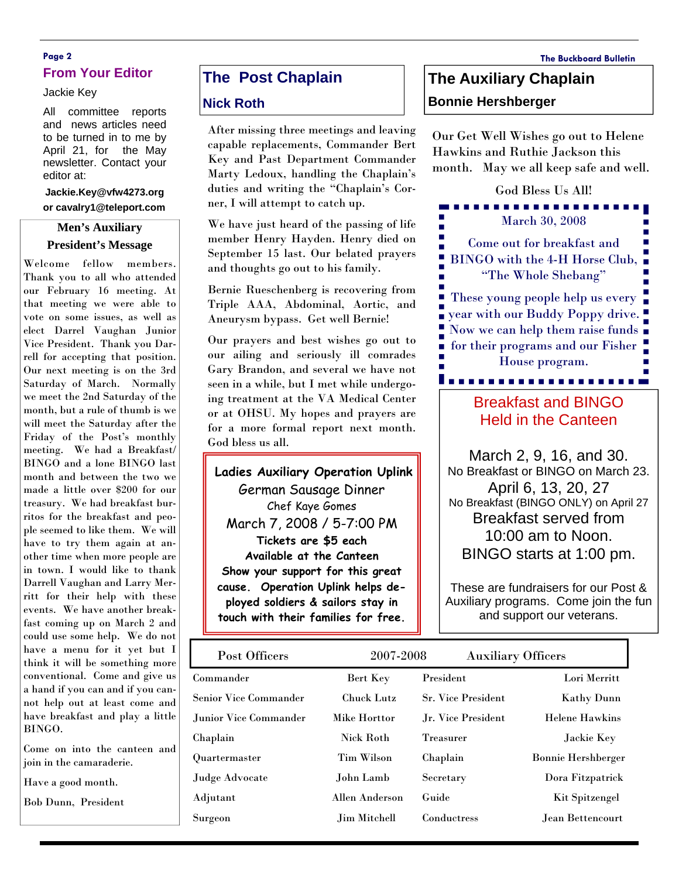## From Your Editor

Jackie Key

All committee reports and news articles need to be turned in to me by April 21, for the May newsletter. Contact your editor at:

**Jackie.Key@vfw4273.org or cavalry1@teleport.com**

## Men's Auxiliary President's Message

Welcome fellow members. Thank you to all who attended our February 16 meeting. At that meeting we were able to vote on some issues, as well as elect Darrel Vaughan Junior Vice President. Thank you Darrell for accepting that position. Our next meeting is on the 3rd Saturday of March. Normally we meet the 2nd Saturday of the month, but a rule of thumb is we will meet the Saturday after the Friday of the Post's monthly meeting. We had a Breakfast/BINGO and a lone BINGO last month and between the two we made a little over $200 for our treasury. We had breakfast burritos for the breakfast and people seemed to like them. We will have to try them again at another time when more people are in town. I would like to thank Darrell Vaughan and Larry Merritt for their help with these events. We have another breakfast coming up on March 2 and could use some help. We do not have a menu for it yet but I think it will be something more conventional. Come and give us a hand if you can and if you cannot help out at least come and have breakfast and play a little BINGO.

Come on into the canteen and join in the camaraderie.

Have a good month.

Bob Dunn, President

## The Post Chaplain

### Nick Roth

After missing three meetings and leaving capable replacements, Commander Bert Key and Past Department Commander Marty Ledoux, handling the Chaplain's duties and writing the "Chaplain's Corner, I will attempt to catch up.

We have just heard of the passing of life member Henry Hayden. Henry died on September 15 last. Our belated prayers and thoughts go out to his family.

Bernie Rueschenberg is recovering from Triple AAA, Abdominal, Aortic, and Aneurysm bypass. Get well Bernie!

Our prayers and best wishes go out to our ailing and seriously ill comrades Gary Brandon, and several we have not seen in a while, but I met while undergoing treatment at the VA Medical Center or at OHSU. My hopes and prayers are for a more formal report next month. God bless us all.

**Ladies Auxiliary Operation Uplink**
German Sausage Dinner
Chef Kaye Gomes
March 7, 2008 / 5-7:00 PM
**Tickets are $5 each**
**Available at the Canteen**
**Show your support for this great cause. Operation Uplink helps deployed soldiers & sailors stay in touch with their families for free.**

## The Auxiliary Chaplain

### Bonnie Hershberger

Our Get Well Wishes go out to Helene Hawkins and Ruthie Jackson this month. May we all keep safe and well.

God Bless Us All!

March 30, 2008

Come out for breakfast and BINGO with the 4-H Horse Club, "The Whole Shebang"

These young people help us every year with our Buddy Poppy drive. Now we can help them raise funds for their programs and our Fisher House program.

## Breakfast and BINGO Held in the Canteen

March 2, 9, 16, and 30.
No Breakfast or BINGO on March 23.
April 6, 13, 20, 27
No Breakfast (BINGO ONLY) on April 27
Breakfast served from 10:00 am to Noon.
BINGO starts at 1:00 pm.

These are fundraisers for our Post & Auxiliary programs. Come join the fun and support our veterans.

| Post Officers | 2007-2008 | Auxiliary Officers | |
|---|---|---|---|
| Commander | Bert Key | President | Lori Merritt |
| Senior Vice Commander | Chuck Lutz | Sr. Vice President | Kathy Dunn |
| Junior Vice Commander | Mike Horttor | Jr. Vice President | Helene Hawkins |
| Chaplain | Nick Roth | Treasurer | Jackie Key |
| Quartermaster | Tim Wilson | Chaplain | Bonnie Hershberger |
| Judge Advocate | John Lamb | Secretary | Dora Fitzpatrick |
| Adjutant | Allen Anderson | Guide | Kit Spitzengel |
| Surgeon | Jim Mitchell | Conductress | Jean Bettencourt |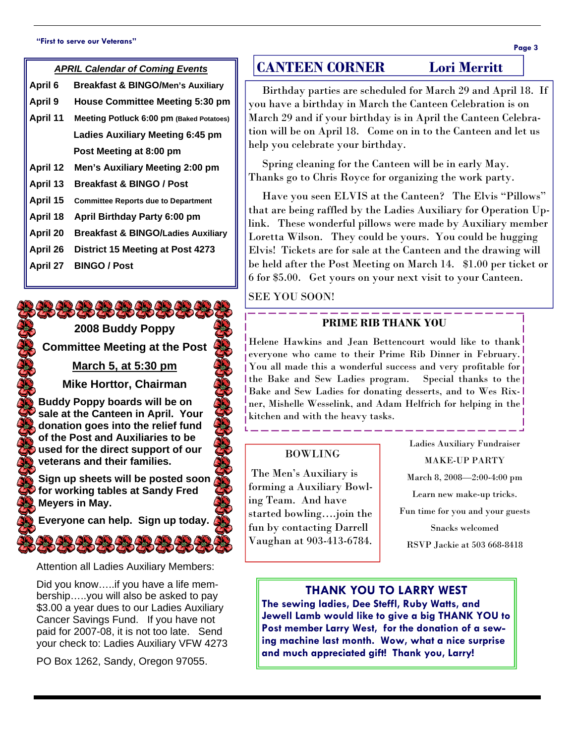## APRIL Calendar of Coming Events

| | |
|---|---|
| April 6 | Breakfast & BINGO/Men's Auxiliary |
| April 9 | House Committee Meeting 5:30 pm |
| April 11 | Meeting Potluck 6:00 pm (Baked Potatoes) |
| | Ladies Auxiliary Meeting 6:45 pm |
| | Post Meeting at 8:00 pm |
| April 12 | Men's Auxiliary Meeting 2:00 pm |
| April 13 | Breakfast & BINGO / Post |
| April 15 | Committee Reports due to Department |
| April 18 | April Birthday Party 6:00 pm |
| April 20 | Breakfast & BINGO/Ladies Auxiliary |
| April 26 | District 15 Meeting at Post 4273 |
| April 27 | BINGO / Post |

**2008 Buddy Poppy**

**Committee Meeting at the Post**

**March 5, at 5:30 pm**

**Mike Horttor, Chairman**

**Buddy Poppy boards will be on sale at the Canteen in April. Your donation goes into the relief fund of the Post and Auxiliaries to be used for the direct support of our veterans and their families.**

**Sign up sheets will be posted soon for working tables at Sandy Fred Meyers in May.**

**Everyone can help. Sign up today.**

Attention all Ladies Auxiliary Members:

Did you know…..if you have a life membership…..you will also be asked to pay $3.00 a year dues to our Ladies Auxiliary Cancer Savings Fund. If you have not paid for 2007-08, it is not too late. Send your check to: Ladies Auxiliary VFW 4273

PO Box 1262, Sandy, Oregon 97055.

## CANTEEN CORNER — Lori Merritt

Birthday parties are scheduled for March 29 and April 18. If you have a birthday in March the Canteen Celebration is on March 29 and if your birthday is in April the Canteen Celebration will be on April 18. Come on in to the Canteen and let us help you celebrate your birthday.

Spring cleaning for the Canteen will be in early May. Thanks go to Chris Royce for organizing the work party.

Have you seen ELVIS at the Canteen? The Elvis "Pillows" that are being raffled by the Ladies Auxiliary for Operation Uplink. These wonderful pillows were made by Auxiliary member Loretta Wilson. They could be yours. You could be hugging Elvis! Tickets are for sale at the Canteen and the drawing will be held after the Post Meeting on March 14. $1.00 per ticket or 6 for $5.00. Get yours on your next visit to your Canteen.

SEE YOU SOON!

### PRIME RIB THANK YOU

Helene Hawkins and Jean Bettencourt would like to thank everyone who came to their Prime Rib Dinner in February. You all made this a wonderful success and very profitable for the Bake and Sew Ladies program. Special thanks to the Bake and Sew Ladies for donating desserts, and to Wes Rixner, Mishelle Wesselink, and Adam Helfrich for helping in the kitchen and with the heavy tasks.

### BOWLING

The Men's Auxiliary is forming a Auxiliary Bowling Team. And have started bowling….join the fun by contacting Darrell Vaughan at 903-413-6784.

Ladies Auxiliary Fundraiser

MAKE-UP PARTY

March 8, 2008—2:00-4:00 pm

Learn new make-up tricks.

Fun time for you and your guests

Snacks welcomed

RSVP Jackie at 503 668-8418

### THANK YOU TO LARRY WEST

**The sewing ladies, Dee Steffl, Ruby Watts, and Jewell Lamb would like to give a big THANK YOU to Post member Larry West, for the donation of a sewing machine last month. Wow, what a nice surprise and much appreciated gift! Thank you, Larry!**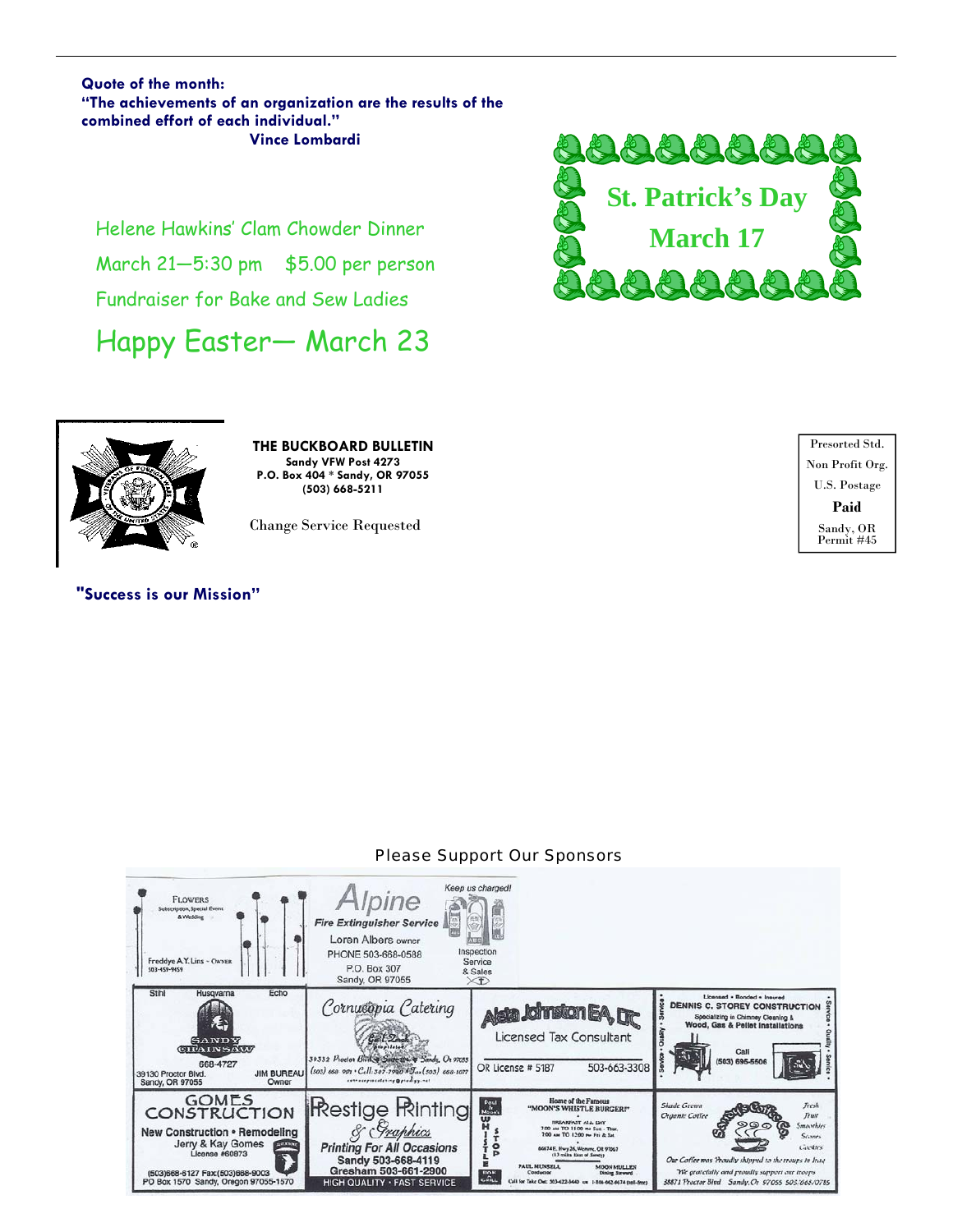**Quote of the month:**
**"The achievements of an organization are the results of the combined effort of each individual."**
**Vince Lombardi**

Helene Hawkins' Clam Chowder Dinner

March 21—5:30 pm $5.00 per person

Fundraiser for Bake and Sew Ladies

Happy Easter— March 23

**St. Patrick's Day**
**March 17**

**THE BUCKBOARD BULLETIN**
**Sandy VFW Post 4273**
**P.O. Box 404 * Sandy, OR 97055**
**(503) 668-5211**

Change Service Requested

Presorted Std.
Non Profit Org.
U.S. Postage
**Paid**
Sandy, OR
Permit #45

**"Success is our Mission"**

Please Support Our Sponsors

FLOWERS
Subscription, Special Event & Wedding
Freddye A.Y. Lins - Owner
503-459-9459

Alpine
Fire Extinguisher Service
Keep us charged!
Loren Albers owner
PHONE 503-668-0588
P.O. Box 307
Sandy, OR 97055
Inspection Service & Sales

Stihl Husqvarna Echo
SANDY CHAINSAW
668-4727
39130 Proctor Blvd. Sandy, OR 97055
JIM BUREAU Owner

Cornucopia Catering
Gail Zoeck
39332 Proctor Blvd Sandy, Or 97055
(503) 668-9171 • Cell: 307-7990 • Fax (503) 668-1077

Aleta Johnston EA, LLC
Licensed Tax Consultant
OR License # 5187 503-663-3308

Licensed • Bonded • Insured
DENNIS C. STOREY CONSTRUCTION
Specializing in Chimney Cleaning & Wood, Gas & Pellet Installations
Call (503) 695-5606
Service • Quality • Service

GOMES CONSTRUCTION
New Construction • Remodeling
Jerry & Kay Gomes
License #60873
(503)668-6127 Fax(503)668-9003
PO Box 1570 Sandy, Oregon 97055-1570

Prestige Printing & Graphics
Printing For All Occasions
Sandy 503-668-4119
Gresham 503-661-2900
HIGH QUALITY • FAST SERVICE

WHISTLE STOP
Home of the Famous "MOON'S WHISTLE BURGER!"
BREAKFAST ALL DAY
7:00 AM TO 11:00 PM Sun - Thur.
7:00 AM TO 12:00 PM Fri & Sat
66674 E. Hwy 26, Welches, OR 97067
PAUL MUNSELL Conductor
MOON MULLER Dining Steward
Call for Take Out: 503-622-3440 or 1-866-662-4674 (toll-free)

Shade Grown Organic Coffee
Sandy's Coffee Co.
Fresh Fruit Smoothies Scones Cookies
Our Coffee was Proudly shipped to the troops in Iraq
We gratefully and proudly support our troops
38871 Proctor Blvd Sandy, Or 97055 503/668/0785